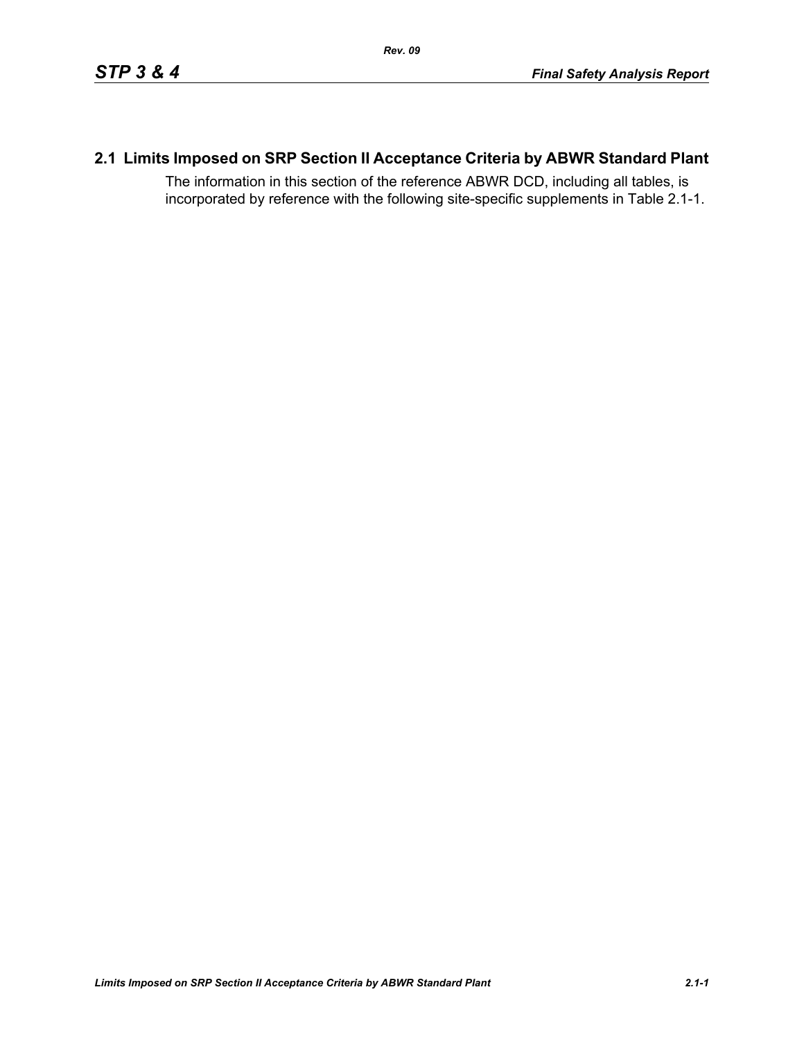## 2.1 Limits Imposed on SRP Section II Acceptance Criteria by ABWR Standard Plant

The information in this section of the reference ABWR DCD, including all tables, is incorporated by reference with the following site-specific supplements in Table 2.1-1.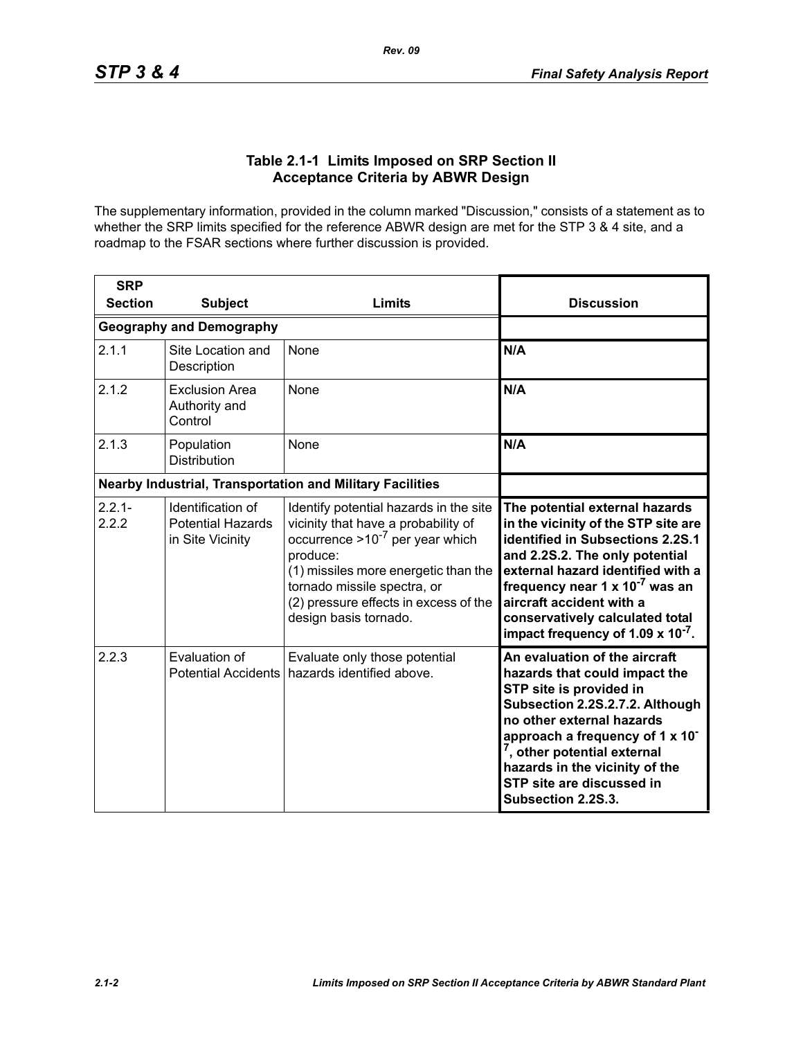## Table 2.1-1 Limits Imposed on SRP Section II Acceptance Criteria by ABWR Design

The supplementary information, provided in the column marked "Discussion," consists of a statement as to whether the SRP limits specified for the reference ABWR design are met for the STP 3 & 4 site, and a roadmap to the FSAR sections where further discussion is provided.

| SRP Section | Subject | Limits | Discussion |
|---|---|---|---|
| **Geography and Demography** | | | |
| 2.1.1 | Site Location and Description | None | **N/A** |
| 2.1.2 | Exclusion Area Authority and Control | None | **N/A** |
| 2.1.3 | Population Distribution | None | **N/A** |
| **Nearby Industrial, Transportation and Military Facilities** | | | |
| 2.2.1-2.2.2 | Identification of Potential Hazards in Site Vicinity | Identify potential hazards in the site vicinity that have a probability of occurrence $>10^{-7}$ per year which produce:<br>(1) missiles more energetic than the tornado missile spectra, or<br>(2) pressure effects in excess of the design basis tornado. | **The potential external hazards in the vicinity of the STP site are identified in Subsections 2.2S.1 and 2.2S.2. The only potential external hazard identified with a frequency near $1 \times 10^{-7}$ was an aircraft accident with a conservatively calculated total impact frequency of $1.09 \times 10^{-7}$.** |
| 2.2.3 | Evaluation of Potential Accidents | Evaluate only those potential hazards identified above. | **An evaluation of the aircraft hazards that could impact the STP site is provided in Subsection 2.2S.2.7.2. Although no other external hazards approach a frequency of $1 \times 10^{-7}$, other potential external hazards in the vicinity of the STP site are discussed in Subsection 2.2S.3.** |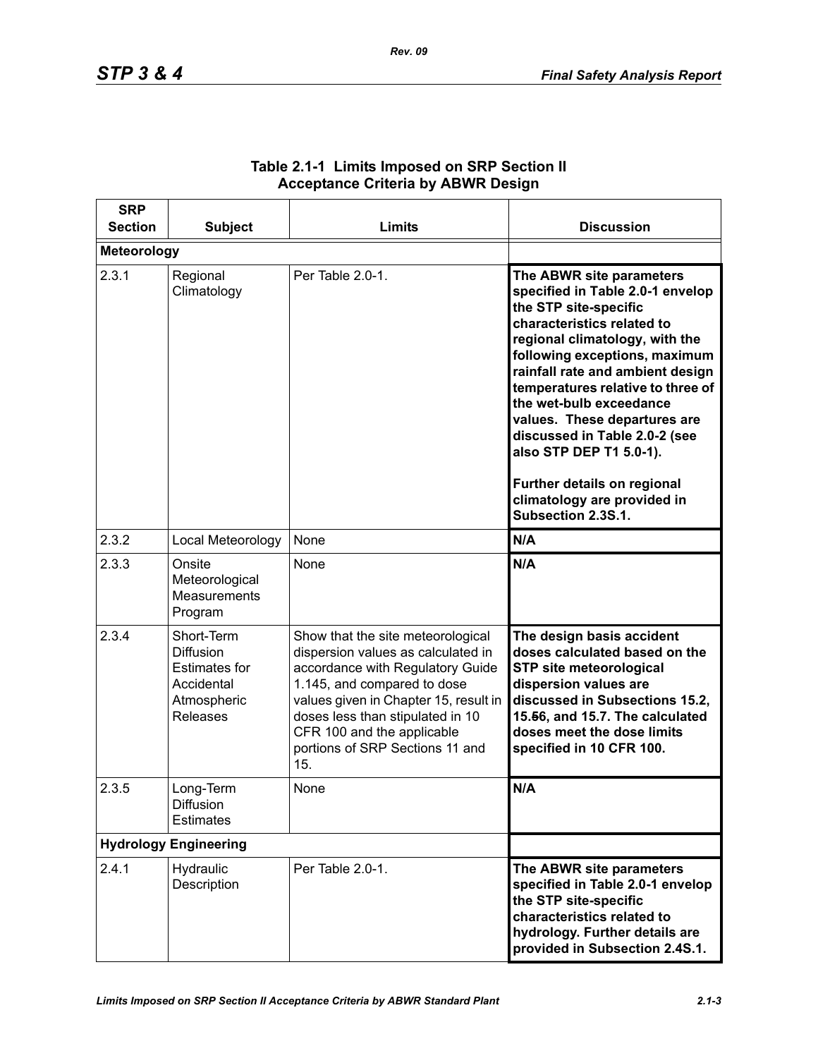**Table 2.1-1 Limits Imposed on SRP Section II Acceptance Criteria by ABWR Design**

| SRP Section | Subject | Limits | Discussion |
|---|---|---|---|
| **Meteorology** | | | |
| 2.3.1 | Regional Climatology | Per Table 2.0-1. | **The ABWR site parameters specified in Table 2.0-1 envelop the STP site-specific characteristics related to regional climatology, with the following exceptions, maximum rainfall rate and ambient design temperatures relative to three of the wet-bulb exceedance values. These departures are discussed in Table 2.0-2 (see also STP DEP T1 5.0-1).** <br><br> **Further details on regional climatology are provided in Subsection 2.3S.1.** |
| 2.3.2 | Local Meteorology | None | **N/A** |
| 2.3.3 | Onsite Meteorological Measurements Program | None | **N/A** |
| 2.3.4 | Short-Term Diffusion Estimates for Accidental Atmospheric Releases | Show that the site meteorological dispersion values as calculated in accordance with Regulatory Guide 1.145, and compared to dose values given in Chapter 15, result in doses less than stipulated in 10 CFR 100 and the applicable portions of SRP Sections 11 and 15. | **The design basis accident doses calculated based on the STP site meteorological dispersion values are discussed in Subsections 15.2, 15.~~5~~6, and 15.7. The calculated doses meet the dose limits specified in 10 CFR 100.** |
| 2.3.5 | Long-Term Diffusion Estimates | None | **N/A** |
| **Hydrology Engineering** | | | |
| 2.4.1 | Hydraulic Description | Per Table 2.0-1. | **The ABWR site parameters specified in Table 2.0-1 envelop the STP site-specific characteristics related to hydrology. Further details are provided in Subsection 2.4S.1.** |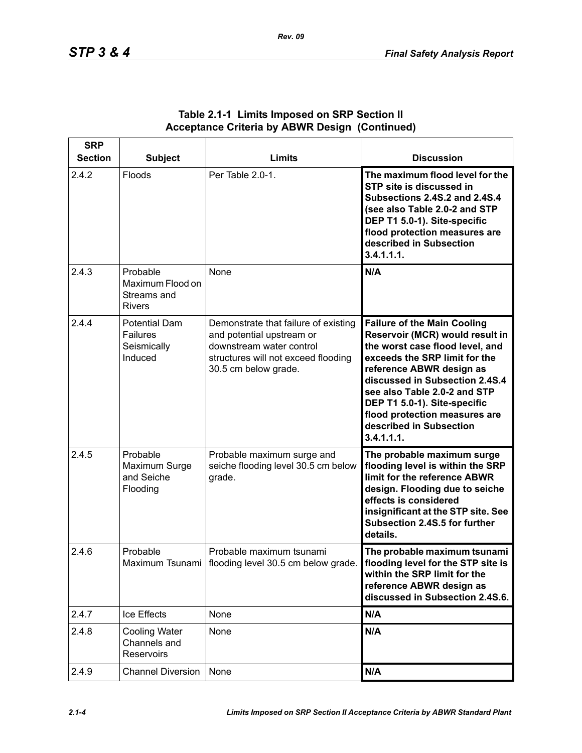**Table 2.1-1 Limits Imposed on SRP Section II Acceptance Criteria by ABWR Design (Continued)**

| SRP Section | Subject | Limits | Discussion |
|---|---|---|---|
| 2.4.2 | Floods | Per Table 2.0-1. | **The maximum flood level for the STP site is discussed in Subsections 2.4S.2 and 2.4S.4 (see also Table 2.0-2 and STP DEP T1 5.0-1). Site-specific flood protection measures are described in Subsection 3.4.1.1.1.** |
| 2.4.3 | Probable Maximum Flood on Streams and Rivers | None | **N/A** |
| 2.4.4 | Potential Dam Failures Seismically Induced | Demonstrate that failure of existing and potential upstream or downstream water control structures will not exceed flooding 30.5 cm below grade. | **Failure of the Main Cooling Reservoir (MCR) would result in the worst case flood level, and exceeds the SRP limit for the reference ABWR design as discussed in Subsection 2.4S.4 see also Table 2.0-2 and STP DEP T1 5.0-1). Site-specific flood protection measures are described in Subsection 3.4.1.1.1.** |
| 2.4.5 | Probable Maximum Surge and Seiche Flooding | Probable maximum surge and seiche flooding level 30.5 cm below grade. | **The probable maximum surge flooding level is within the SRP limit for the reference ABWR design. Flooding due to seiche effects is considered insignificant at the STP site. See Subsection 2.4S.5 for further details.** |
| 2.4.6 | Probable Maximum Tsunami | Probable maximum tsunami flooding level 30.5 cm below grade. | **The probable maximum tsunami flooding level for the STP site is within the SRP limit for the reference ABWR design as discussed in Subsection 2.4S.6.** |
| 2.4.7 | Ice Effects | None | **N/A** |
| 2.4.8 | Cooling Water Channels and Reservoirs | None | **N/A** |
| 2.4.9 | Channel Diversion | None | **N/A** |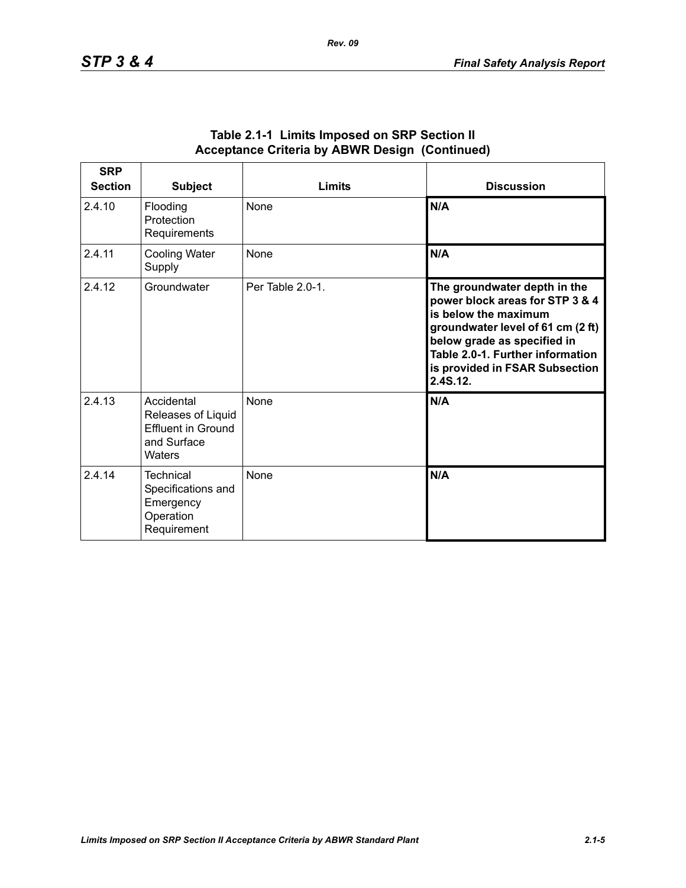**Table 2.1-1 Limits Imposed on SRP Section II Acceptance Criteria by ABWR Design (Continued)**

| SRP Section | Subject | Limits | Discussion |
|---|---|---|---|
| 2.4.10 | Flooding Protection Requirements | None | **N/A** |
| 2.4.11 | Cooling Water Supply | None | **N/A** |
| 2.4.12 | Groundwater | Per Table 2.0-1. | **The groundwater depth in the power block areas for STP 3 & 4 is below the maximum groundwater level of 61 cm (2 ft) below grade as specified in Table 2.0-1. Further information is provided in FSAR Subsection 2.4S.12.** |
| 2.4.13 | Accidental Releases of Liquid Effluent in Ground and Surface Waters | None | **N/A** |
| 2.4.14 | Technical Specifications and Emergency Operation Requirement | None | **N/A** |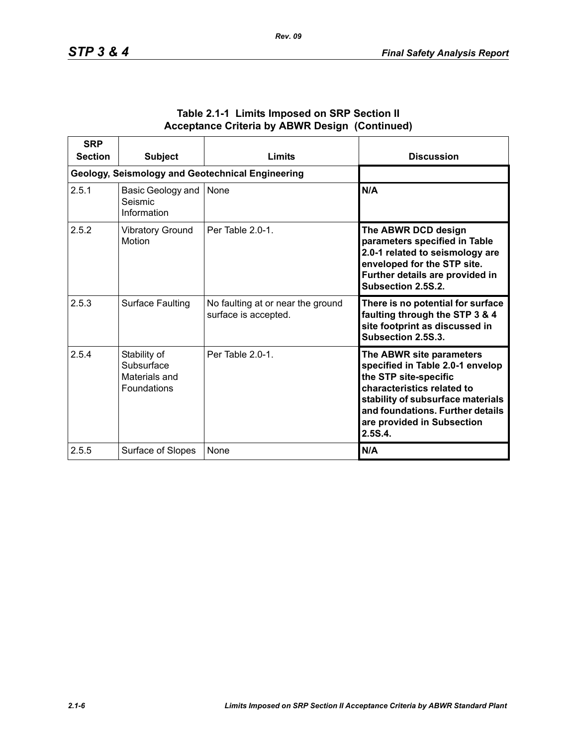**Table 2.1-1 Limits Imposed on SRP Section II Acceptance Criteria by ABWR Design (Continued)**

| SRP Section | Subject | Limits | Discussion |
|---|---|---|---|
| **Geology, Seismology and Geotechnical Engineering** | | | |
| 2.5.1 | Basic Geology and Seismic Information | None | **N/A** |
| 2.5.2 | Vibratory Ground Motion | Per Table 2.0-1. | **The ABWR DCD design parameters specified in Table 2.0-1 related to seismology are enveloped for the STP site. Further details are provided in Subsection 2.5S.2.** |
| 2.5.3 | Surface Faulting | No faulting at or near the ground surface is accepted. | **There is no potential for surface faulting through the STP 3 & 4 site footprint as discussed in Subsection 2.5S.3.** |
| 2.5.4 | Stability of Subsurface Materials and Foundations | Per Table 2.0-1. | **The ABWR site parameters specified in Table 2.0-1 envelop the STP site-specific characteristics related to stability of subsurface materials and foundations. Further details are provided in Subsection 2.5S.4.** |
| 2.5.5 | Surface of Slopes | None | **N/A** |